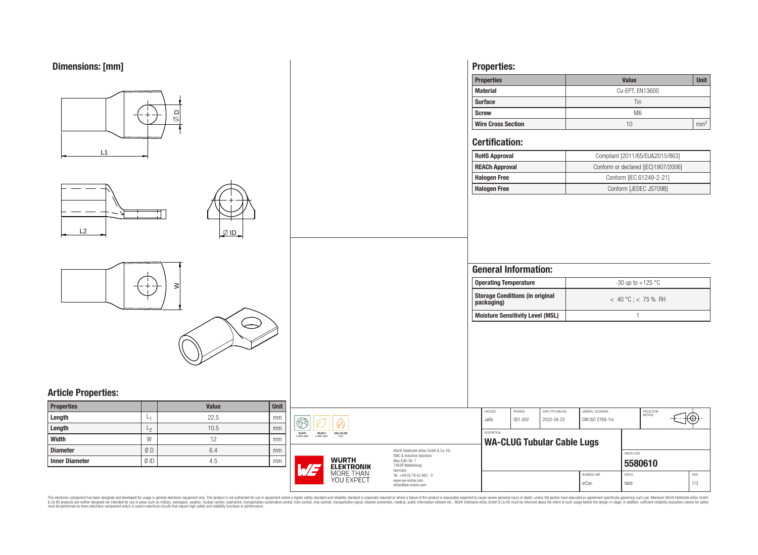## Dimensions: [mm]

## Article Properties:

| Properties | | Value | Unit |
|---|---|---|---|
| Length | $L_1$ | 22.5 | mm |
| Length | $L_2$ | 10.5 | mm |
| Width | W | 12 | mm |
| Diameter | Ø D | 6.4 | mm |
| Inner Diameter | Ø ID | 4.5 | mm |

## Properties:

| Properties | Value | Unit |
|---|---|---|
| Material | Cu-EPT, EN13600 | |
| Surface | Tin | |
| Screw | M6 | |
| Wire Cross Section | 10 | $mm^2$ |

## Certification:

| | |
|---|---|
| RoHS Approval | Compliant [2011/65/EU&2015/863] |
| REACh Approval | Conform or declared [(EC)1907/2006] |
| Halogen Free | Conform [IEC 61249-2-21] |
| Halogen Free | Conform [JEDEC JS709B] |

## General Information:

| | |
|---|---|
| Operating Temperature | -30 up to +125 °C |
| Storage Conditions (in original packaging) | < 40 °C ; < 75 % RH |
| Moisture Sensitivity Level (MSL) | 1 |

| CHECKED | REVISION | DATE (YYYY-MM-DD) | GENERAL TOLERANCE | PROJECTION METHOD |
|---|---|---|---|---|
| JaRo | 001.002 | 2022-04-22 | DIN ISO 2768-1m | |

DESCRIPTION: **WA-CLUG Tubular Cable Lugs**

ORDER CODE: **5580610**

| BUSINESS UNIT | STATUS | PAGE |
|---|---|---|
| eiCan | Valid | 1/3 |

Würth Elektronik eiSos GmbH & Co. KG
EMC & Inductive Solutions
Max-Eyth-Str. 1
74638 Waldenburg
Germany
Tel. +49 (0) 79 42 945 - 0
www.we-online.com
eiSos@we-online.com

WÜRTH ELEKTRONIK MORE THAN YOU EXPECT

This electronic component has been designed and developed for usage in general electronic equipment only. This product is not authorized for use in equipment where a higher safety standard and reliability standard is especially required or where a failure of the product is reasonably expected to cause severe personal injury or death, unless the parties have executed an agreement specifically governing such use. Moreover Würth Elektronik eiSos GmbH & Co KG products are neither designed nor intended for use in areas such as military, aerospace, aviation, nuclear control, submarine, transportation (automotive control, train control, ship control), transportation signal, disaster prevention, medical, public information network etc.. Würth Elektronik eiSos GmbH & Co KG must be informed about the intent of such usage before the design-in stage. In addition, sufficient reliability evaluation checks for safety must be performed on every electronic component which is used in electrical circuits that require high safety and reliability functions or performance.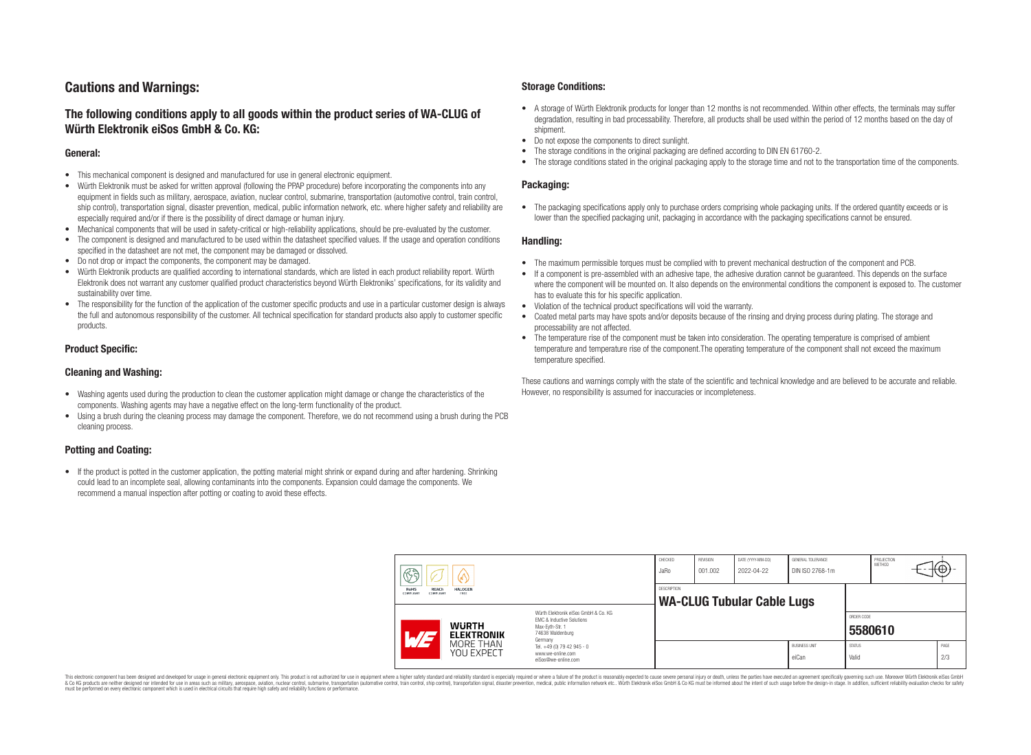# Cautions and Warnings:

## The following conditions apply to all goods within the product series of WA-CLUG of Würth Elektronik eiSos GmbH & Co. KG:

### General:

- This mechanical component is designed and manufactured for use in general electronic equipment.
- Würth Elektronik must be asked for written approval (following the PPAP procedure) before incorporating the components into any equipment in fields such as military, aerospace, aviation, nuclear control, submarine, transportation (automotive control, train control, ship control), transportation signal, disaster prevention, medical, public information network, etc. where higher safety and reliability are especially required and/or if there is the possibility of direct damage or human injury.
- Mechanical components that will be used in safety-critical or high-reliability applications, should be pre-evaluated by the customer.
- The component is designed and manufactured to be used within the datasheet specified values. If the usage and operation conditions specified in the datasheet are not met, the component may be damaged or dissolved.
- Do not drop or impact the components, the component may be damaged.
- Würth Elektronik products are qualified according to international standards, which are listed in each product reliability report. Würth Elektronik does not warrant any customer qualified product characteristics beyond Würth Elektroniks' specifications, for its validity and sustainability over time.
- The responsibility for the function of the application of the customer specific products and use in a particular customer design is always the full and autonomous responsibility of the customer. All technical specification for standard products also apply to customer specific products.

### Product Specific:

### Cleaning and Washing:

- Washing agents used during the production to clean the customer application might damage or change the characteristics of the components. Washing agents may have a negative effect on the long-term functionality of the product.
- Using a brush during the cleaning process may damage the component. Therefore, we do not recommend using a brush during the PCB cleaning process.

### Potting and Coating:

- If the product is potted in the customer application, the potting material might shrink or expand during and after hardening. Shrinking could lead to an incomplete seal, allowing contaminants into the components. Expansion could damage the components. We recommend a manual inspection after potting or coating to avoid these effects.

### Storage Conditions:

- A storage of Würth Elektronik products for longer than 12 months is not recommended. Within other effects, the terminals may suffer degradation, resulting in bad processability. Therefore, all products shall be used within the period of 12 months based on the day of shipment.
- Do not expose the components to direct sunlight.
- The storage conditions in the original packaging are defined according to DIN EN 61760-2.
- The storage conditions stated in the original packaging apply to the storage time and not to the transportation time of the components.

### Packaging:

- The packaging specifications apply only to purchase orders comprising whole packaging units. If the ordered quantity exceeds or is lower than the specified packaging unit, packaging in accordance with the packaging specifications cannot be ensured.

### Handling:

- The maximum permissible torques must be complied with to prevent mechanical destruction of the component and PCB.
- If a component is pre-assembled with an adhesive tape, the adhesive duration cannot be guaranteed. This depends on the surface where the component will be mounted on. It also depends on the environmental conditions the component is exposed to. The customer has to evaluate this for his specific application.
- Violation of the technical product specifications will void the warranty.
- Coated metal parts may have spots and/or deposits because of the rinsing and drying process during plating. The storage and processability are not affected.
- The temperature rise of the component must be taken into consideration. The operating temperature is comprised of ambient temperature and temperature rise of the component.The operating temperature of the component shall not exceed the maximum temperature specified.

These cautions and warnings comply with the state of the scientific and technical knowledge and are believed to be accurate and reliable. However, no responsibility is assumed for inaccuracies or incompleteness.

| CHECKED | REVISION | DATE (YYYY-MM-DD) | GENERAL TOLERANCE | PROJECTION METHOD |
|---|---|---|---|---|
| JaRo | 001.002 | 2022-04-22 | DIN ISO 2768-1m | |

| DESCRIPTION | ORDER CODE | BUSINESS UNIT | STATUS |
|---|---|---|---|
| WA-CLUG Tubular Cable Lugs | 5580610 | eiCan | Valid |

Würth Elektronik eiSos GmbH & Co. KG
EMC & Inductive Solutions
Max-Eyth-Str. 1
74638 Waldenburg
Germany
Tel. +49 (0) 79 42 945 - 0
www.we-online.com
eiSos@we-online.com

This electronic component has been designed and developed for usage in general electronic equipment only. This product is not authorized for use in equipment where a higher safety standard and reliability standard is especially required or where a failure of the product is reasonably expected to cause severe personal injury or death, unless the parties have executed an agreement specifically governing such use. Moreover Würth Elektronik eiSos GmbH & Co KG products are neither designed nor intended for use in areas such as military, aerospace, aviation, nuclear control, submarine, transportation (automotive control, train control, ship control), transportation signal, disaster prevention, medical, public information network etc.. Würth Elektronik eiSos GmbH & Co KG must be informed about the intent of such usage before the design-in stage. In addition, sufficient reliability evaluation checks for safety must be performed on every electronic component which is used in electrical circuits that require high safety and reliability functions or performance.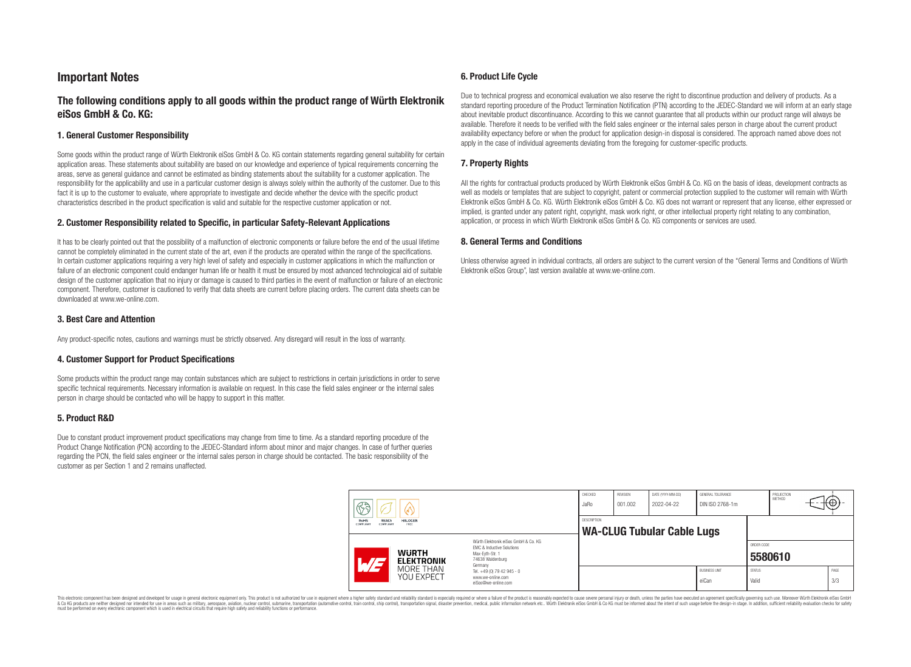# Important Notes

## The following conditions apply to all goods within the product range of Würth Elektronik eiSos GmbH & Co. KG:

### 1. General Customer Responsibility

Some goods within the product range of Würth Elektronik eiSos GmbH & Co. KG contain statements regarding general suitability for certain application areas. These statements about suitability are based on our knowledge and experience of typical requirements concerning the areas, serve as general guidance and cannot be estimated as binding statements about the suitability for a customer application. The responsibility for the applicability and use in a particular customer design is always solely within the authority of the customer. Due to this fact it is up to the customer to evaluate, where appropriate to investigate and decide whether the device with the specific product characteristics described in the product specification is valid and suitable for the respective customer application or not.

### 2. Customer Responsibility related to Specific, in particular Safety-Relevant Applications

It has to be clearly pointed out that the possibility of a malfunction of electronic components or failure before the end of the usual lifetime cannot be completely eliminated in the current state of the art, even if the products are operated within the range of the specifications. In certain customer applications requiring a very high level of safety and especially in customer applications in which the malfunction or failure of an electronic component could endanger human life or health it must be ensured by most advanced technological aid of suitable design of the customer application that no injury or damage is caused to third parties in the event of malfunction or failure of an electronic component. Therefore, customer is cautioned to verify that data sheets are current before placing orders. The current data sheets can be downloaded at www.we-online.com.

### 3. Best Care and Attention

Any product-specific notes, cautions and warnings must be strictly observed. Any disregard will result in the loss of warranty.

### 4. Customer Support for Product Specifications

Some products within the product range may contain substances which are subject to restrictions in certain jurisdictions in order to serve specific technical requirements. Necessary information is available on request. In this case the field sales engineer or the internal sales person in charge should be contacted who will be happy to support in this matter.

### 5. Product R&D

Due to constant product improvement product specifications may change from time to time. As a standard reporting procedure of the Product Change Notification (PCN) according to the JEDEC-Standard inform about minor and major changes. In case of further queries regarding the PCN, the field sales engineer or the internal sales person in charge should be contacted. The basic responsibility of the customer as per Section 1 and 2 remains unaffected.

### 6. Product Life Cycle

Due to technical progress and economical evaluation we also reserve the right to discontinue production and delivery of products. As a standard reporting procedure of the Product Termination Notification (PTN) according to the JEDEC-Standard we will inform at an early stage about inevitable product discontinuance. According to this we cannot guarantee that all products within our product range will always be available. Therefore it needs to be verified with the field sales engineer or the internal sales person in charge about the current product availability expectancy before or when the product for application design-in disposal is considered. The approach named above does not apply in the case of individual agreements deviating from the foregoing for customer-specific products.

### 7. Property Rights

All the rights for contractual products produced by Würth Elektronik eiSos GmbH & Co. KG on the basis of ideas, development contracts as well as models or templates that are subject to copyright, patent or commercial protection supplied to the customer will remain with Würth Elektronik eiSos GmbH & Co. KG. Würth Elektronik eiSos GmbH & Co. KG does not warrant or represent that any license, either expressed or implied, is granted under any patent right, copyright, mask work right, or other intellectual property right relating to any combination, application, or process in which Würth Elektronik eiSos GmbH & Co. KG components or services are used.

### 8. General Terms and Conditions

Unless otherwise agreed in individual contracts, all orders are subject to the current version of the "General Terms and Conditions of Würth Elektronik eiSos Group", last version available at www.we-online.com.

| CHECKED | REVISION | DATE (YYYY-MM-DD) | GENERAL TOLERANCE | PROJECTION METHOD |
|---|---|---|---|---|
| JaRo | 001.002 | 2022-04-22 | DIN ISO 2768-1m | |

DESCRIPTION: **WA-CLUG Tubular Cable Lugs**

ORDER CODE: **5580610**

| BUSINESS UNIT | STATUS | PAGE |
|---|---|---|
| eiCan | Valid | 3/3 |

Würth Elektronik eiSos GmbH & Co. KG
EMC & Inductive Solutions
Max-Eyth-Str. 1
74638 Waldenburg
Germany
Tel. +49 (0) 79 42 945 - 0
www.we-online.com
eiSos@we-online.com

This electronic component has been designed and developed for usage in general electronic equipment only. This product is not authorized for use in equipment where a higher safety standard and reliability standard is especially required or where a failure of the product is reasonably expected to cause severe personal injury or death, unless the parties have executed an agreement specifically governing such use. Moreover Würth Elektronik eiSos GmbH & Co KG products are neither designed nor intended for use in areas such as military, aerospace, aviation, nuclear control, submarine, transportation (automotive control, train control, ship control), transportation signal, disaster prevention, medical, public information network etc.. Würth Elektronik eiSos GmbH & Co KG must be informed about the intent of such usage before the design-in stage. In addition, sufficient reliability evaluation checks for safety must be performed on every electronic component which is used in electrical circuits that require high safety and reliability functions or performance.